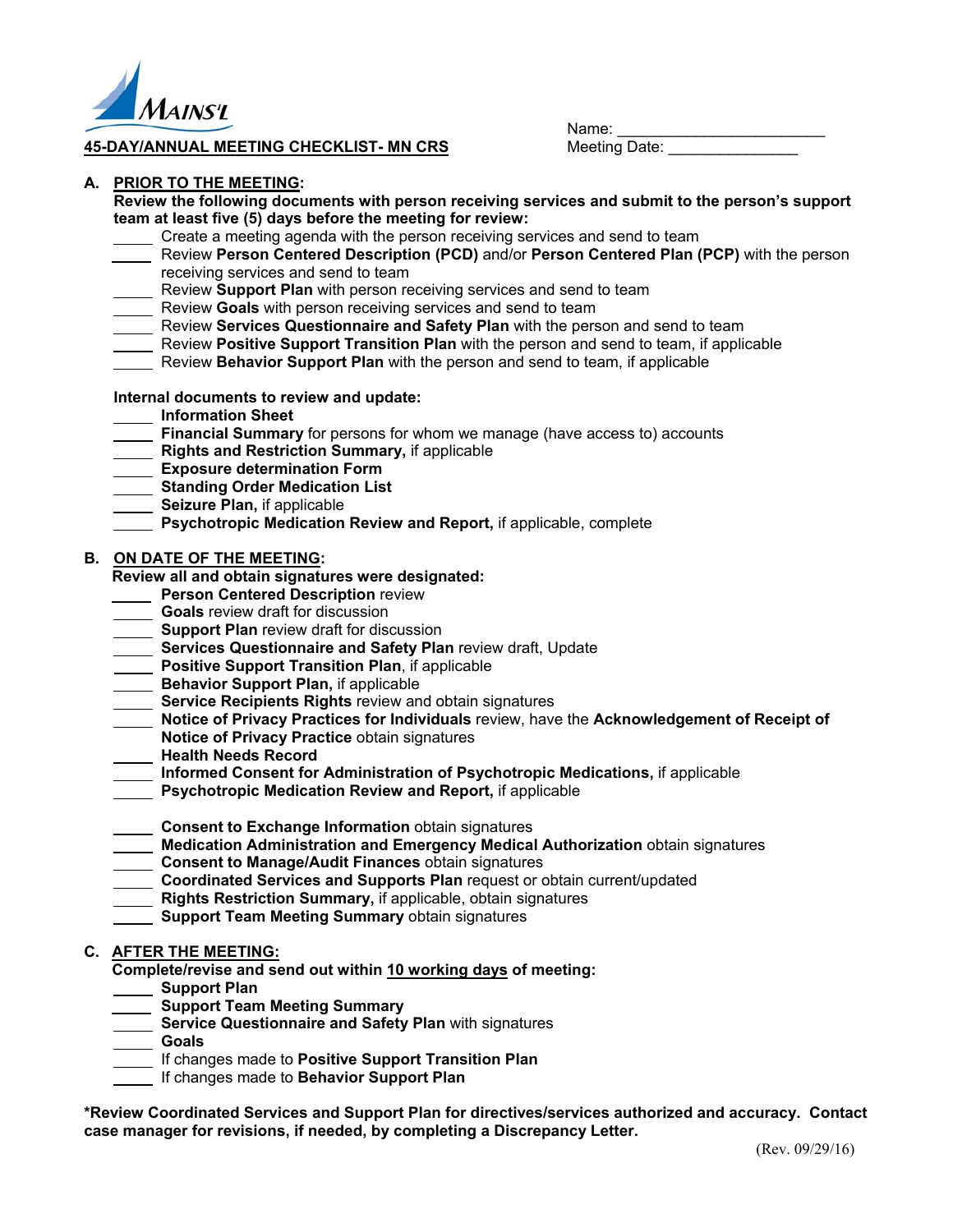MAINS'L

## 45-DAY/ANNUAL MEETING CHECKLIST- MN CRS

Name: ________________________
Meeting Date: _______________

### A. PRIOR TO THE MEETING:

**Review the following documents with person receiving services and submit to the person's support team at least five (5) days before the meeting for review:**

- _____ Create a meeting agenda with the person receiving services and send to team
- _____ Review **Person Centered Description (PCD)** and/or **Person Centered Plan (PCP)** with the person receiving services and send to team
- _____ Review **Support Plan** with person receiving services and send to team
- _____ Review **Goals** with person receiving services and send to team
- _____ Review **Services Questionnaire and Safety Plan** with the person and send to team
- _____ Review **Positive Support Transition Plan** with the person and send to team, if applicable
- _____ Review **Behavior Support Plan** with the person and send to team, if applicable

**Internal documents to review and update:**

- _____ **Information Sheet**
- _____ **Financial Summary** for persons for whom we manage (have access to) accounts
- _____ **Rights and Restriction Summary,** if applicable
- _____ **Exposure determination Form**
- _____ **Standing Order Medication List**
- _____ **Seizure Plan,** if applicable
- _____ **Psychotropic Medication Review and Report,** if applicable, complete

### B. ON DATE OF THE MEETING:

**Review all and obtain signatures were designated:**

- _____ **Person Centered Description** review
- _____ **Goals** review draft for discussion
- _____ **Support Plan** review draft for discussion
- _____ **Services Questionnaire and Safety Plan** review draft, Update
- _____ **Positive Support Transition Plan**, if applicable
- _____ **Behavior Support Plan,** if applicable
- _____ **Service Recipients Rights** review and obtain signatures
- _____ **Notice of Privacy Practices for Individuals** review, have the **Acknowledgement of Receipt of Notice of Privacy Practice** obtain signatures
- _____ **Health Needs Record**
- _____ **Informed Consent for Administration of Psychotropic Medications,** if applicable
- _____ **Psychotropic Medication Review and Report,** if applicable

- _____ **Consent to Exchange Information** obtain signatures
- _____ **Medication Administration and Emergency Medical Authorization** obtain signatures
- _____ **Consent to Manage/Audit Finances** obtain signatures
- _____ **Coordinated Services and Supports Plan** request or obtain current/updated
- _____ **Rights Restriction Summary,** if applicable, obtain signatures
- _____ **Support Team Meeting Summary** obtain signatures

### C. AFTER THE MEETING:

**Complete/revise and send out within <u>10 working days</u> of meeting:**

- _____ **Support Plan**
- _____ **Support Team Meeting Summary**
- _____ **Service Questionnaire and Safety Plan** with signatures
- _____ **Goals**
- _____ If changes made to **Positive Support Transition Plan**
- _____ If changes made to **Behavior Support Plan**

**\*Review Coordinated Services and Support Plan for directives/services authorized and accuracy. Contact case manager for revisions, if needed, by completing a Discrepancy Letter.**

(Rev. 09/29/16)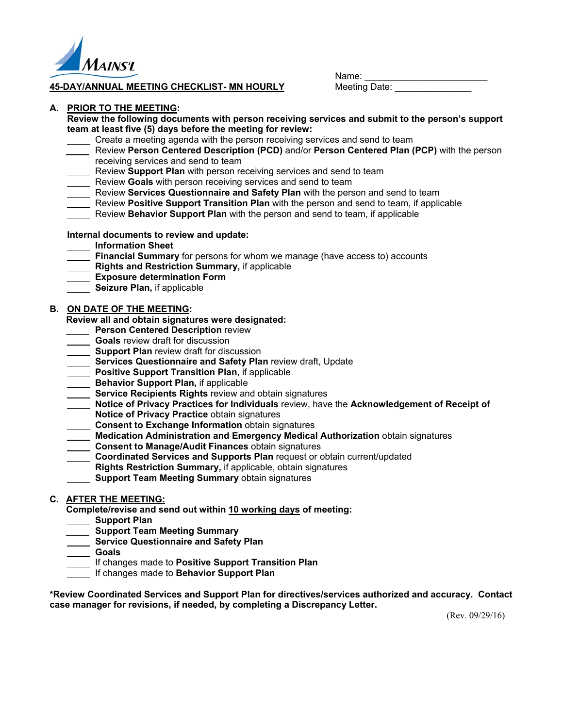MAINS'L

**45-DAY/ANNUAL MEETING CHECKLIST- MN HOURLY**

Name: ________________________

Meeting Date: _______________

**A. PRIOR TO THE MEETING:**

**Review the following documents with person receiving services and submit to the person's support team at least five (5) days before the meeting for review:**

_____ Create a meeting agenda with the person receiving services and send to team
_____ Review **Person Centered Description (PCD)** and/or **Person Centered Plan (PCP)** with the person receiving services and send to team
_____ Review **Support Plan** with person receiving services and send to team
_____ Review **Goals** with person receiving services and send to team
_____ Review **Services Questionnaire and Safety Plan** with the person and send to team
_____ Review **Positive Support Transition Plan** with the person and send to team, if applicable
_____ Review **Behavior Support Plan** with the person and send to team, if applicable

**Internal documents to review and update:**

_____ **Information Sheet**
_____ **Financial Summary** for persons for whom we manage (have access to) accounts
_____ **Rights and Restriction Summary,** if applicable
_____ **Exposure determination Form**
_____ **Seizure Plan,** if applicable

**B. ON DATE OF THE MEETING:**

**Review all and obtain signatures were designated:**

_____ **Person Centered Description** review
_____ **Goals** review draft for discussion
_____ **Support Plan** review draft for discussion
_____ **Services Questionnaire and Safety Plan** review draft, Update
_____ **Positive Support Transition Plan**, if applicable
_____ **Behavior Support Plan,** if applicable
_____ **Service Recipients Rights** review and obtain signatures
_____ **Notice of Privacy Practices for Individuals** review, have the **Acknowledgement of Receipt of Notice of Privacy Practice** obtain signatures
_____ **Consent to Exchange Information** obtain signatures
_____ **Medication Administration and Emergency Medical Authorization** obtain signatures
_____ **Consent to Manage/Audit Finances** obtain signatures
_____ **Coordinated Services and Supports Plan** request or obtain current/updated
_____ **Rights Restriction Summary,** if applicable, obtain signatures
_____ **Support Team Meeting Summary** obtain signatures

**C. AFTER THE MEETING:**

**Complete/revise and send out within 10 working days of meeting:**

_____ **Support Plan**
_____ **Support Team Meeting Summary**
_____ **Service Questionnaire and Safety Plan**
_____ **Goals**
_____ If changes made to **Positive Support Transition Plan**
_____ If changes made to **Behavior Support Plan**

***Review Coordinated Services and Support Plan for directives/services authorized and accuracy. Contact case manager for revisions, if needed, by completing a Discrepancy Letter.**

(Rev. 09/29/16)